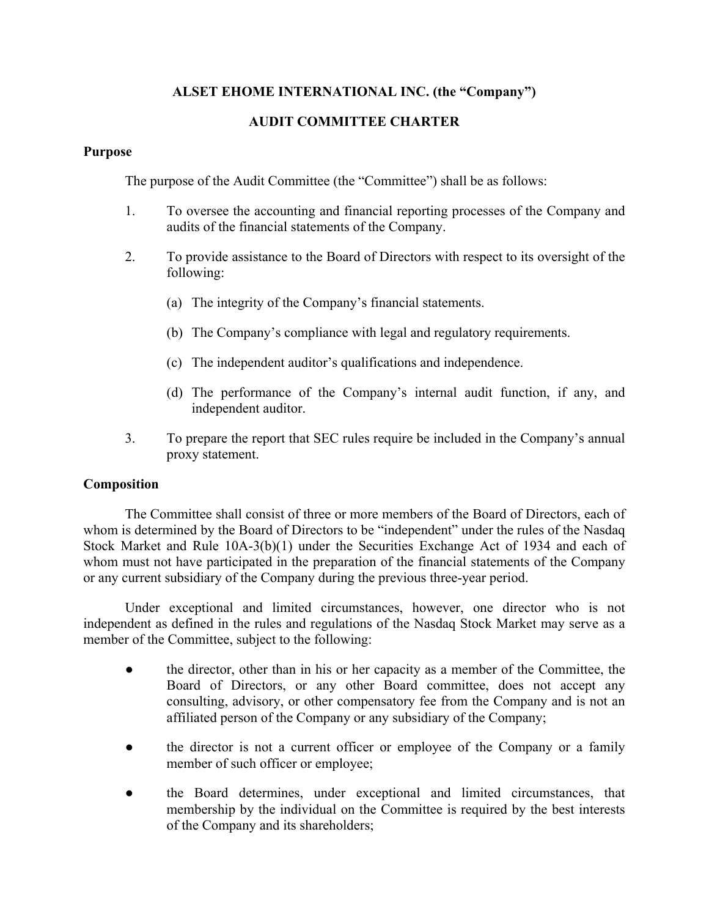**ALSET EHOME INTERNATIONAL INC. (the "Company")**

**AUDIT COMMITTEE CHARTER**

**Purpose**

The purpose of the Audit Committee (the "Committee") shall be as follows:

1. To oversee the accounting and financial reporting processes of the Company and audits of the financial statements of the Company.

2. To provide assistance to the Board of Directors with respect to its oversight of the following:

   (a) The integrity of the Company's financial statements.

   (b) The Company's compliance with legal and regulatory requirements.

   (c) The independent auditor's qualifications and independence.

   (d) The performance of the Company's internal audit function, if any, and independent auditor.

3. To prepare the report that SEC rules require be included in the Company's annual proxy statement.

**Composition**

The Committee shall consist of three or more members of the Board of Directors, each of whom is determined by the Board of Directors to be "independent" under the rules of the Nasdaq Stock Market and Rule 10A-3(b)(1) under the Securities Exchange Act of 1934 and each of whom must not have participated in the preparation of the financial statements of the Company or any current subsidiary of the Company during the previous three-year period.

Under exceptional and limited circumstances, however, one director who is not independent as defined in the rules and regulations of the Nasdaq Stock Market may serve as a member of the Committee, subject to the following:

- the director, other than in his or her capacity as a member of the Committee, the Board of Directors, or any other Board committee, does not accept any consulting, advisory, or other compensatory fee from the Company and is not an affiliated person of the Company or any subsidiary of the Company;

- the director is not a current officer or employee of the Company or a family member of such officer or employee;

- the Board determines, under exceptional and limited circumstances, that membership by the individual on the Committee is required by the best interests of the Company and its shareholders;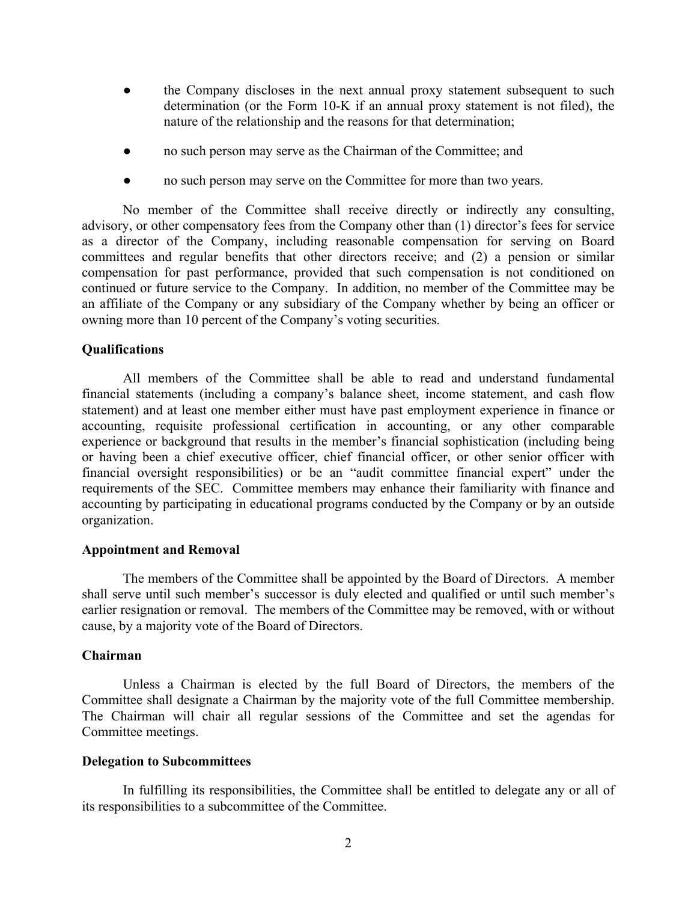- the Company discloses in the next annual proxy statement subsequent to such determination (or the Form 10-K if an annual proxy statement is not filed), the nature of the relationship and the reasons for that determination;
- no such person may serve as the Chairman of the Committee; and
- no such person may serve on the Committee for more than two years.

No member of the Committee shall receive directly or indirectly any consulting, advisory, or other compensatory fees from the Company other than (1) director's fees for service as a director of the Company, including reasonable compensation for serving on Board committees and regular benefits that other directors receive; and (2) a pension or similar compensation for past performance, provided that such compensation is not conditioned on continued or future service to the Company. In addition, no member of the Committee may be an affiliate of the Company or any subsidiary of the Company whether by being an officer or owning more than 10 percent of the Company's voting securities.

**Qualifications**

All members of the Committee shall be able to read and understand fundamental financial statements (including a company's balance sheet, income statement, and cash flow statement) and at least one member either must have past employment experience in finance or accounting, requisite professional certification in accounting, or any other comparable experience or background that results in the member's financial sophistication (including being or having been a chief executive officer, chief financial officer, or other senior officer with financial oversight responsibilities) or be an "audit committee financial expert" under the requirements of the SEC. Committee members may enhance their familiarity with finance and accounting by participating in educational programs conducted by the Company or by an outside organization.

**Appointment and Removal**

The members of the Committee shall be appointed by the Board of Directors. A member shall serve until such member's successor is duly elected and qualified or until such member's earlier resignation or removal. The members of the Committee may be removed, with or without cause, by a majority vote of the Board of Directors.

**Chairman**

Unless a Chairman is elected by the full Board of Directors, the members of the Committee shall designate a Chairman by the majority vote of the full Committee membership. The Chairman will chair all regular sessions of the Committee and set the agendas for Committee meetings.

**Delegation to Subcommittees**

In fulfilling its responsibilities, the Committee shall be entitled to delegate any or all of its responsibilities to a subcommittee of the Committee.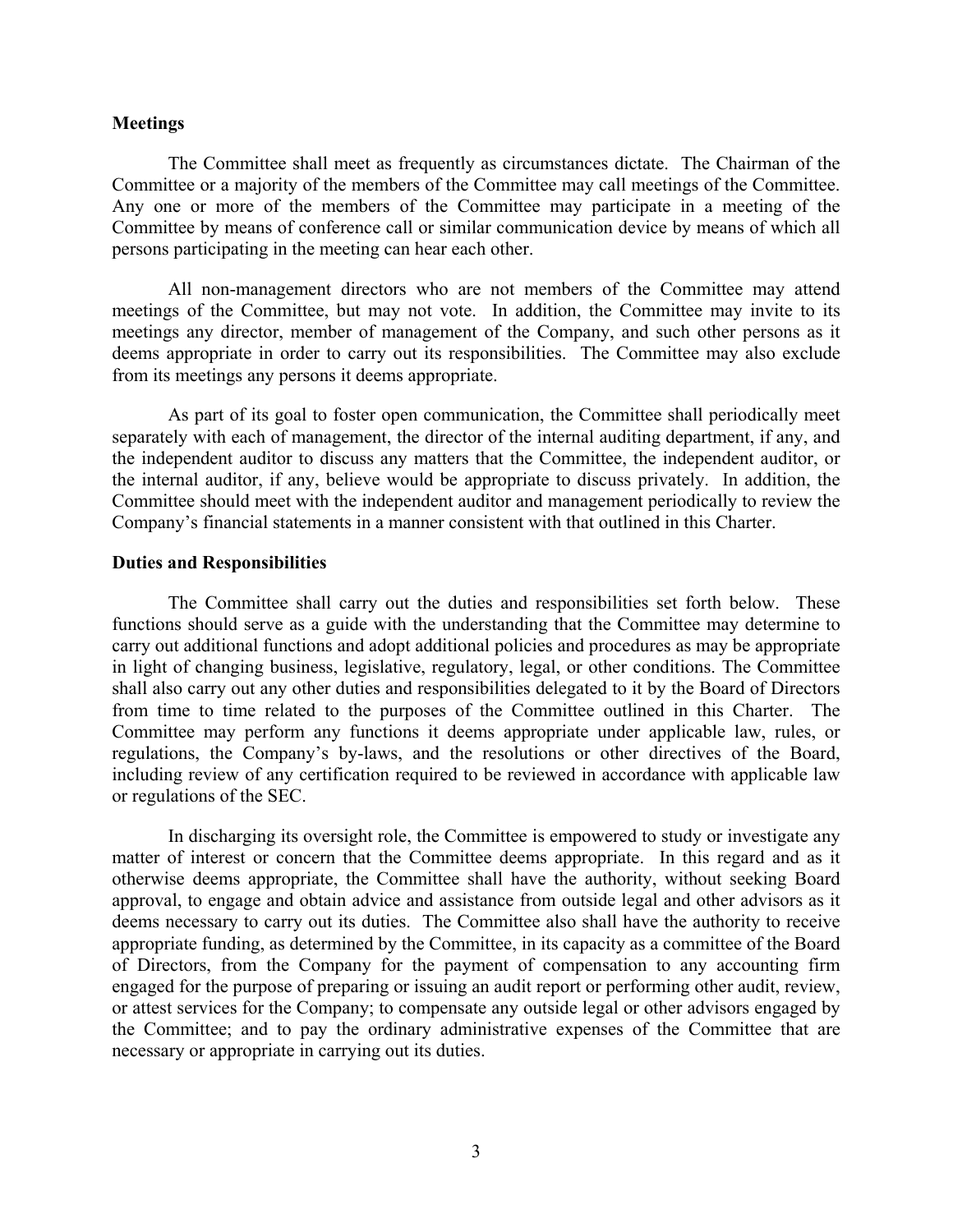**Meetings**

The Committee shall meet as frequently as circumstances dictate. The Chairman of the Committee or a majority of the members of the Committee may call meetings of the Committee. Any one or more of the members of the Committee may participate in a meeting of the Committee by means of conference call or similar communication device by means of which all persons participating in the meeting can hear each other.

All non-management directors who are not members of the Committee may attend meetings of the Committee, but may not vote. In addition, the Committee may invite to its meetings any director, member of management of the Company, and such other persons as it deems appropriate in order to carry out its responsibilities. The Committee may also exclude from its meetings any persons it deems appropriate.

As part of its goal to foster open communication, the Committee shall periodically meet separately with each of management, the director of the internal auditing department, if any, and the independent auditor to discuss any matters that the Committee, the independent auditor, or the internal auditor, if any, believe would be appropriate to discuss privately. In addition, the Committee should meet with the independent auditor and management periodically to review the Company's financial statements in a manner consistent with that outlined in this Charter.

**Duties and Responsibilities**

The Committee shall carry out the duties and responsibilities set forth below. These functions should serve as a guide with the understanding that the Committee may determine to carry out additional functions and adopt additional policies and procedures as may be appropriate in light of changing business, legislative, regulatory, legal, or other conditions. The Committee shall also carry out any other duties and responsibilities delegated to it by the Board of Directors from time to time related to the purposes of the Committee outlined in this Charter. The Committee may perform any functions it deems appropriate under applicable law, rules, or regulations, the Company's by-laws, and the resolutions or other directives of the Board, including review of any certification required to be reviewed in accordance with applicable law or regulations of the SEC.

In discharging its oversight role, the Committee is empowered to study or investigate any matter of interest or concern that the Committee deems appropriate. In this regard and as it otherwise deems appropriate, the Committee shall have the authority, without seeking Board approval, to engage and obtain advice and assistance from outside legal and other advisors as it deems necessary to carry out its duties. The Committee also shall have the authority to receive appropriate funding, as determined by the Committee, in its capacity as a committee of the Board of Directors, from the Company for the payment of compensation to any accounting firm engaged for the purpose of preparing or issuing an audit report or performing other audit, review, or attest services for the Company; to compensate any outside legal or other advisors engaged by the Committee; and to pay the ordinary administrative expenses of the Committee that are necessary or appropriate in carrying out its duties.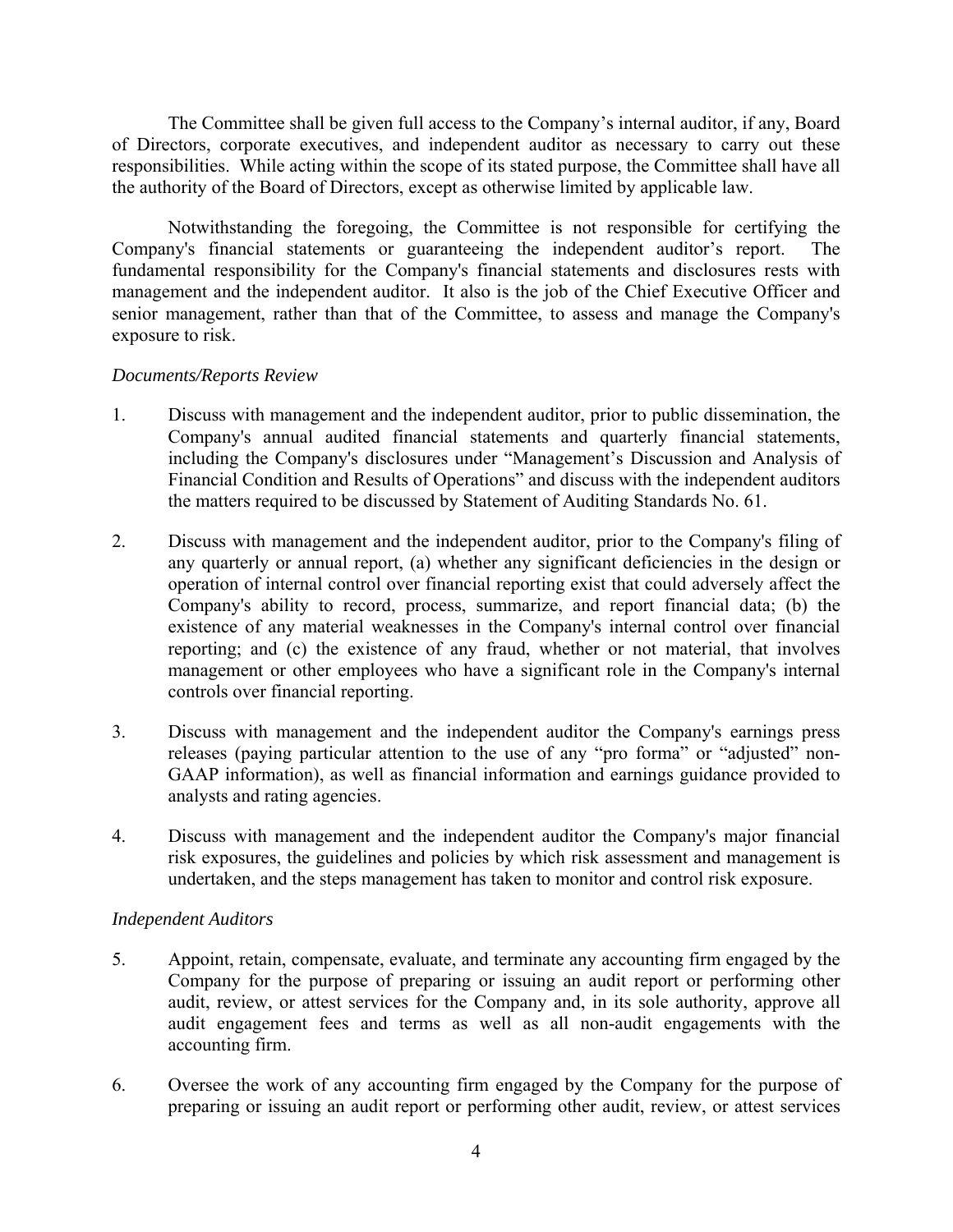The Committee shall be given full access to the Company's internal auditor, if any, Board of Directors, corporate executives, and independent auditor as necessary to carry out these responsibilities. While acting within the scope of its stated purpose, the Committee shall have all the authority of the Board of Directors, except as otherwise limited by applicable law.

Notwithstanding the foregoing, the Committee is not responsible for certifying the Company's financial statements or guaranteeing the independent auditor's report. The fundamental responsibility for the Company's financial statements and disclosures rests with management and the independent auditor. It also is the job of the Chief Executive Officer and senior management, rather than that of the Committee, to assess and manage the Company's exposure to risk.

*Documents/Reports Review*

1. Discuss with management and the independent auditor, prior to public dissemination, the Company's annual audited financial statements and quarterly financial statements, including the Company's disclosures under "Management's Discussion and Analysis of Financial Condition and Results of Operations" and discuss with the independent auditors the matters required to be discussed by Statement of Auditing Standards No. 61.

2. Discuss with management and the independent auditor, prior to the Company's filing of any quarterly or annual report, (a) whether any significant deficiencies in the design or operation of internal control over financial reporting exist that could adversely affect the Company's ability to record, process, summarize, and report financial data; (b) the existence of any material weaknesses in the Company's internal control over financial reporting; and (c) the existence of any fraud, whether or not material, that involves management or other employees who have a significant role in the Company's internal controls over financial reporting.

3. Discuss with management and the independent auditor the Company's earnings press releases (paying particular attention to the use of any "pro forma" or "adjusted" non-GAAP information), as well as financial information and earnings guidance provided to analysts and rating agencies.

4. Discuss with management and the independent auditor the Company's major financial risk exposures, the guidelines and policies by which risk assessment and management is undertaken, and the steps management has taken to monitor and control risk exposure.

*Independent Auditors*

5. Appoint, retain, compensate, evaluate, and terminate any accounting firm engaged by the Company for the purpose of preparing or issuing an audit report or performing other audit, review, or attest services for the Company and, in its sole authority, approve all audit engagement fees and terms as well as all non-audit engagements with the accounting firm.

6. Oversee the work of any accounting firm engaged by the Company for the purpose of preparing or issuing an audit report or performing other audit, review, or attest services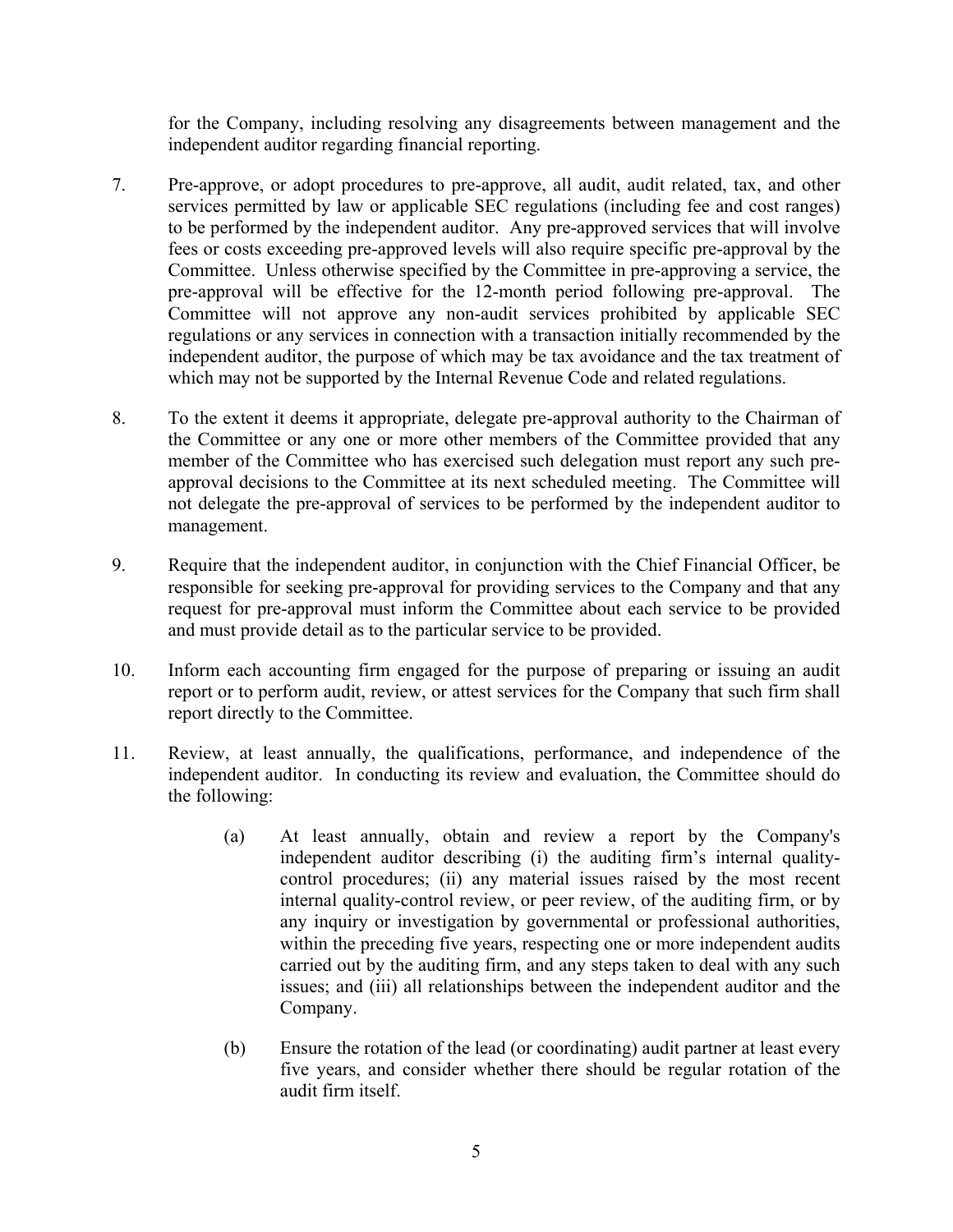for the Company, including resolving any disagreements between management and the independent auditor regarding financial reporting.

7. Pre-approve, or adopt procedures to pre-approve, all audit, audit related, tax, and other services permitted by law or applicable SEC regulations (including fee and cost ranges) to be performed by the independent auditor. Any pre-approved services that will involve fees or costs exceeding pre-approved levels will also require specific pre-approval by the Committee. Unless otherwise specified by the Committee in pre-approving a service, the pre-approval will be effective for the 12-month period following pre-approval. The Committee will not approve any non-audit services prohibited by applicable SEC regulations or any services in connection with a transaction initially recommended by the independent auditor, the purpose of which may be tax avoidance and the tax treatment of which may not be supported by the Internal Revenue Code and related regulations.

8. To the extent it deems it appropriate, delegate pre-approval authority to the Chairman of the Committee or any one or more other members of the Committee provided that any member of the Committee who has exercised such delegation must report any such pre-approval decisions to the Committee at its next scheduled meeting. The Committee will not delegate the pre-approval of services to be performed by the independent auditor to management.

9. Require that the independent auditor, in conjunction with the Chief Financial Officer, be responsible for seeking pre-approval for providing services to the Company and that any request for pre-approval must inform the Committee about each service to be provided and must provide detail as to the particular service to be provided.

10. Inform each accounting firm engaged for the purpose of preparing or issuing an audit report or to perform audit, review, or attest services for the Company that such firm shall report directly to the Committee.

11. Review, at least annually, the qualifications, performance, and independence of the independent auditor. In conducting its review and evaluation, the Committee should do the following:

    (a) At least annually, obtain and review a report by the Company's independent auditor describing (i) the auditing firm's internal quality-control procedures; (ii) any material issues raised by the most recent internal quality-control review, or peer review, of the auditing firm, or by any inquiry or investigation by governmental or professional authorities, within the preceding five years, respecting one or more independent audits carried out by the auditing firm, and any steps taken to deal with any such issues; and (iii) all relationships between the independent auditor and the Company.

    (b) Ensure the rotation of the lead (or coordinating) audit partner at least every five years, and consider whether there should be regular rotation of the audit firm itself.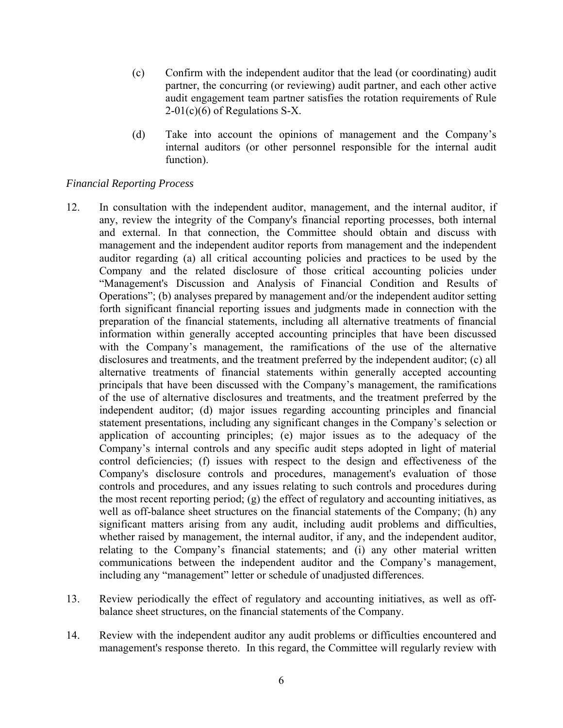(c) Confirm with the independent auditor that the lead (or coordinating) audit partner, the concurring (or reviewing) audit partner, and each other active audit engagement team partner satisfies the rotation requirements of Rule 2-01(c)(6) of Regulations S-X.

(d) Take into account the opinions of management and the Company's internal auditors (or other personnel responsible for the internal audit function).

*Financial Reporting Process*

12. In consultation with the independent auditor, management, and the internal auditor, if any, review the integrity of the Company's financial reporting processes, both internal and external. In that connection, the Committee should obtain and discuss with management and the independent auditor reports from management and the independent auditor regarding (a) all critical accounting policies and practices to be used by the Company and the related disclosure of those critical accounting policies under "Management's Discussion and Analysis of Financial Condition and Results of Operations"; (b) analyses prepared by management and/or the independent auditor setting forth significant financial reporting issues and judgments made in connection with the preparation of the financial statements, including all alternative treatments of financial information within generally accepted accounting principles that have been discussed with the Company's management, the ramifications of the use of the alternative disclosures and treatments, and the treatment preferred by the independent auditor; (c) all alternative treatments of financial statements within generally accepted accounting principals that have been discussed with the Company's management, the ramifications of the use of alternative disclosures and treatments, and the treatment preferred by the independent auditor; (d) major issues regarding accounting principles and financial statement presentations, including any significant changes in the Company's selection or application of accounting principles; (e) major issues as to the adequacy of the Company's internal controls and any specific audit steps adopted in light of material control deficiencies; (f) issues with respect to the design and effectiveness of the Company's disclosure controls and procedures, management's evaluation of those controls and procedures, and any issues relating to such controls and procedures during the most recent reporting period; (g) the effect of regulatory and accounting initiatives, as well as off-balance sheet structures on the financial statements of the Company; (h) any significant matters arising from any audit, including audit problems and difficulties, whether raised by management, the internal auditor, if any, and the independent auditor, relating to the Company's financial statements; and (i) any other material written communications between the independent auditor and the Company's management, including any "management" letter or schedule of unadjusted differences.

13. Review periodically the effect of regulatory and accounting initiatives, as well as off-balance sheet structures, on the financial statements of the Company.

14. Review with the independent auditor any audit problems or difficulties encountered and management's response thereto. In this regard, the Committee will regularly review with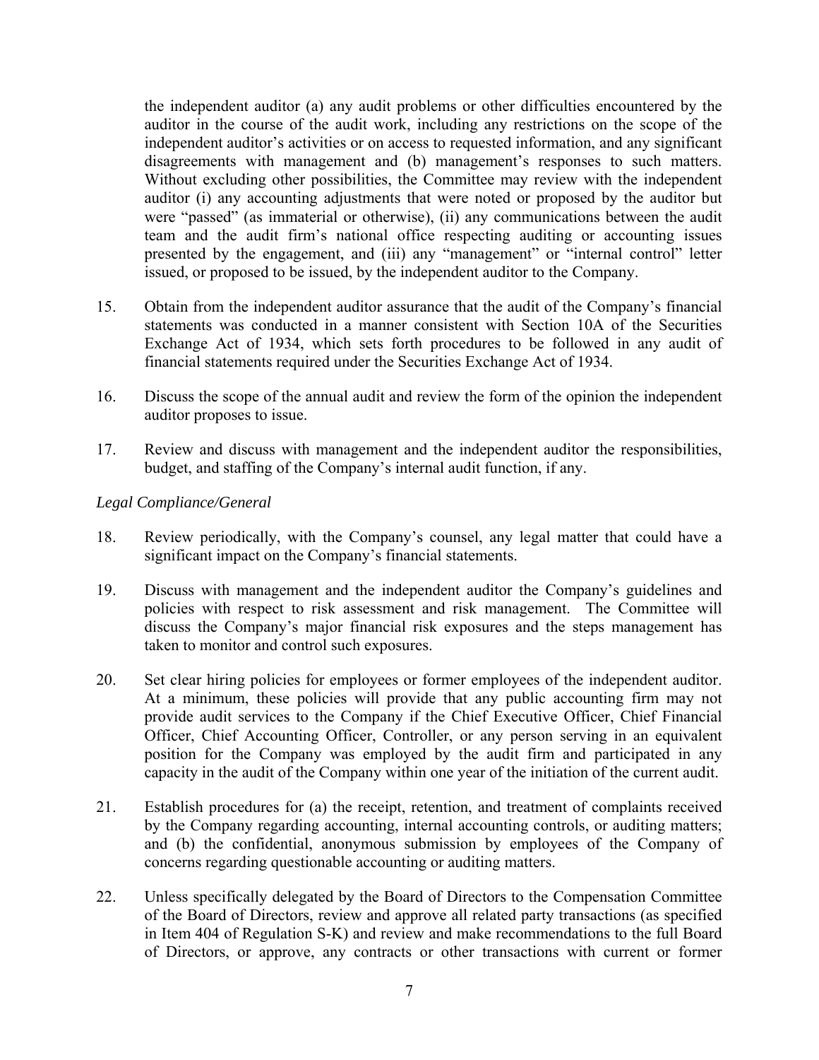the independent auditor (a) any audit problems or other difficulties encountered by the auditor in the course of the audit work, including any restrictions on the scope of the independent auditor's activities or on access to requested information, and any significant disagreements with management and (b) management's responses to such matters. Without excluding other possibilities, the Committee may review with the independent auditor (i) any accounting adjustments that were noted or proposed by the auditor but were "passed" (as immaterial or otherwise), (ii) any communications between the audit team and the audit firm's national office respecting auditing or accounting issues presented by the engagement, and (iii) any "management" or "internal control" letter issued, or proposed to be issued, by the independent auditor to the Company.

15. Obtain from the independent auditor assurance that the audit of the Company's financial statements was conducted in a manner consistent with Section 10A of the Securities Exchange Act of 1934, which sets forth procedures to be followed in any audit of financial statements required under the Securities Exchange Act of 1934.

16. Discuss the scope of the annual audit and review the form of the opinion the independent auditor proposes to issue.

17. Review and discuss with management and the independent auditor the responsibilities, budget, and staffing of the Company's internal audit function, if any.

*Legal Compliance/General*

18. Review periodically, with the Company's counsel, any legal matter that could have a significant impact on the Company's financial statements.

19. Discuss with management and the independent auditor the Company's guidelines and policies with respect to risk assessment and risk management. The Committee will discuss the Company's major financial risk exposures and the steps management has taken to monitor and control such exposures.

20. Set clear hiring policies for employees or former employees of the independent auditor. At a minimum, these policies will provide that any public accounting firm may not provide audit services to the Company if the Chief Executive Officer, Chief Financial Officer, Chief Accounting Officer, Controller, or any person serving in an equivalent position for the Company was employed by the audit firm and participated in any capacity in the audit of the Company within one year of the initiation of the current audit.

21. Establish procedures for (a) the receipt, retention, and treatment of complaints received by the Company regarding accounting, internal accounting controls, or auditing matters; and (b) the confidential, anonymous submission by employees of the Company of concerns regarding questionable accounting or auditing matters.

22. Unless specifically delegated by the Board of Directors to the Compensation Committee of the Board of Directors, review and approve all related party transactions (as specified in Item 404 of Regulation S-K) and review and make recommendations to the full Board of Directors, or approve, any contracts or other transactions with current or former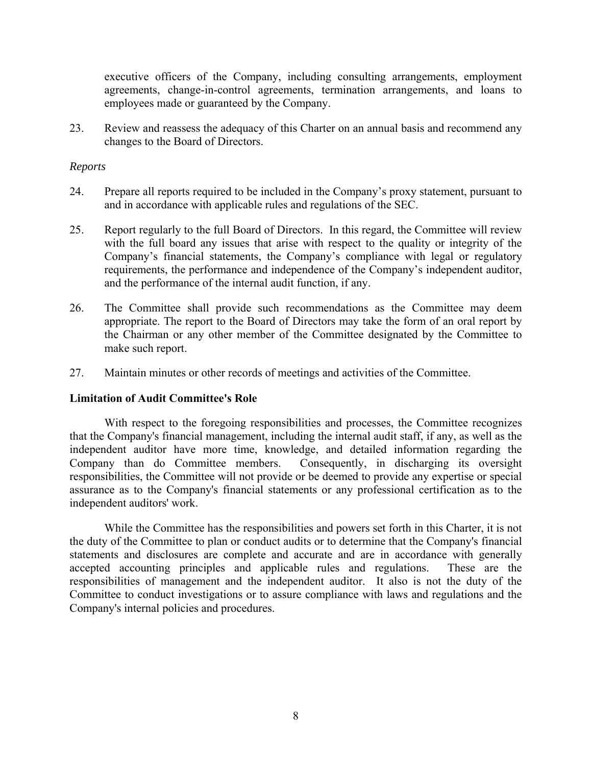executive officers of the Company, including consulting arrangements, employment agreements, change-in-control agreements, termination arrangements, and loans to employees made or guaranteed by the Company.

23. Review and reassess the adequacy of this Charter on an annual basis and recommend any changes to the Board of Directors.

*Reports*

24. Prepare all reports required to be included in the Company's proxy statement, pursuant to and in accordance with applicable rules and regulations of the SEC.

25. Report regularly to the full Board of Directors. In this regard, the Committee will review with the full board any issues that arise with respect to the quality or integrity of the Company's financial statements, the Company's compliance with legal or regulatory requirements, the performance and independence of the Company's independent auditor, and the performance of the internal audit function, if any.

26. The Committee shall provide such recommendations as the Committee may deem appropriate. The report to the Board of Directors may take the form of an oral report by the Chairman or any other member of the Committee designated by the Committee to make such report.

27. Maintain minutes or other records of meetings and activities of the Committee.

**Limitation of Audit Committee's Role**

With respect to the foregoing responsibilities and processes, the Committee recognizes that the Company's financial management, including the internal audit staff, if any, as well as the independent auditor have more time, knowledge, and detailed information regarding the Company than do Committee members. Consequently, in discharging its oversight responsibilities, the Committee will not provide or be deemed to provide any expertise or special assurance as to the Company's financial statements or any professional certification as to the independent auditors' work.

While the Committee has the responsibilities and powers set forth in this Charter, it is not the duty of the Committee to plan or conduct audits or to determine that the Company's financial statements and disclosures are complete and accurate and are in accordance with generally accepted accounting principles and applicable rules and regulations. These are the responsibilities of management and the independent auditor. It also is not the duty of the Committee to conduct investigations or to assure compliance with laws and regulations and the Company's internal policies and procedures.